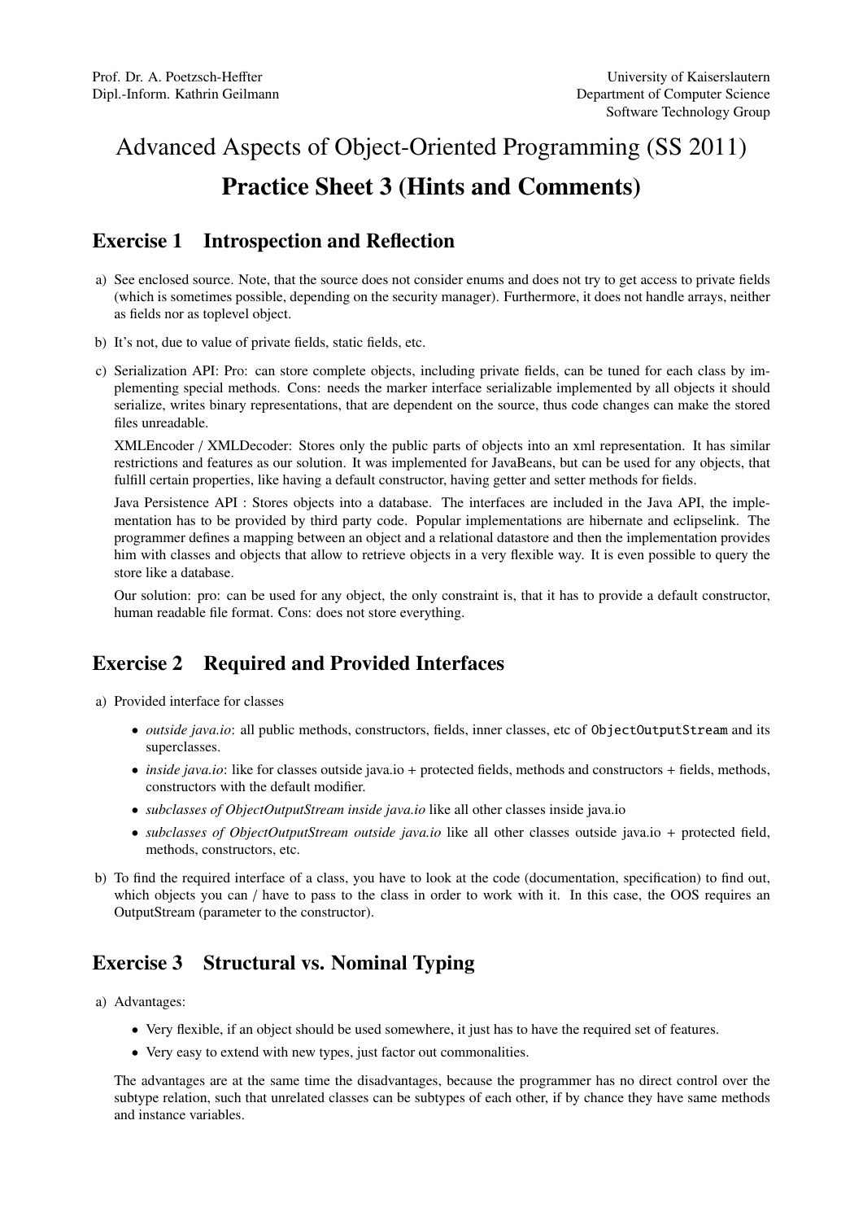Prof. Dr. A. Poetzsch-Heffter
Dipl.-Inform. Kathrin Geilmann

University of Kaiserslautern
Department of Computer Science
Software Technology Group

# Advanced Aspects of Object-Oriented Programming (SS 2011)

# Practice Sheet 3 (Hints and Comments)

## Exercise 1 Introspection and Reflection

a) See enclosed source. Note, that the source does not consider enums and does not try to get access to private fields (which is sometimes possible, depending on the security manager). Furthermore, it does not handle arrays, neither as fields nor as toplevel object.

b) It's not, due to value of private fields, static fields, etc.

c) Serialization API: Pro: can store complete objects, including private fields, can be tuned for each class by implementing special methods. Cons: needs the marker interface serializable implemented by all objects it should serialize, writes binary representations, that are dependent on the source, thus code changes can make the stored files unreadable.

   XMLEncoder / XMLDecoder: Stores only the public parts of objects into an xml representation. It has similar restrictions and features as our solution. It was implemented for JavaBeans, but can be used for any objects, that fulfill certain properties, like having a default constructor, having getter and setter methods for fields.

   Java Persistence API : Stores objects into a database. The interfaces are included in the Java API, the implementation has to be provided by third party code. Popular implementations are hibernate and eclipselink. The programmer defines a mapping between an object and a relational datastore and then the implementation provides him with classes and objects that allow to retrieve objects in a very flexible way. It is even possible to query the store like a database.

   Our solution: pro: can be used for any object, the only constraint is, that it has to provide a default constructor, human readable file format. Cons: does not store everything.

## Exercise 2 Required and Provided Interfaces

a) Provided interface for classes

   - *outside java.io*: all public methods, constructors, fields, inner classes, etc of `ObjectOutputStream` and its superclasses.
   - *inside java.io*: like for classes outside java.io + protected fields, methods and constructors + fields, methods, constructors with the default modifier.
   - *subclasses of ObjectOutputStream inside java.io* like all other classes inside java.io
   - *subclasses of ObjectOutputStream outside java.io* like all other classes outside java.io + protected field, methods, constructors, etc.

b) To find the required interface of a class, you have to look at the code (documentation, specification) to find out, which objects you can / have to pass to the class in order to work with it. In this case, the OOS requires an OutputStream (parameter to the constructor).

## Exercise 3 Structural vs. Nominal Typing

a) Advantages:

   - Very flexible, if an object should be used somewhere, it just has to have the required set of features.
   - Very easy to extend with new types, just factor out commonalities.

   The advantages are at the same time the disadvantages, because the programmer has no direct control over the subtype relation, such that unrelated classes can be subtypes of each other, if by chance they have same methods and instance variables.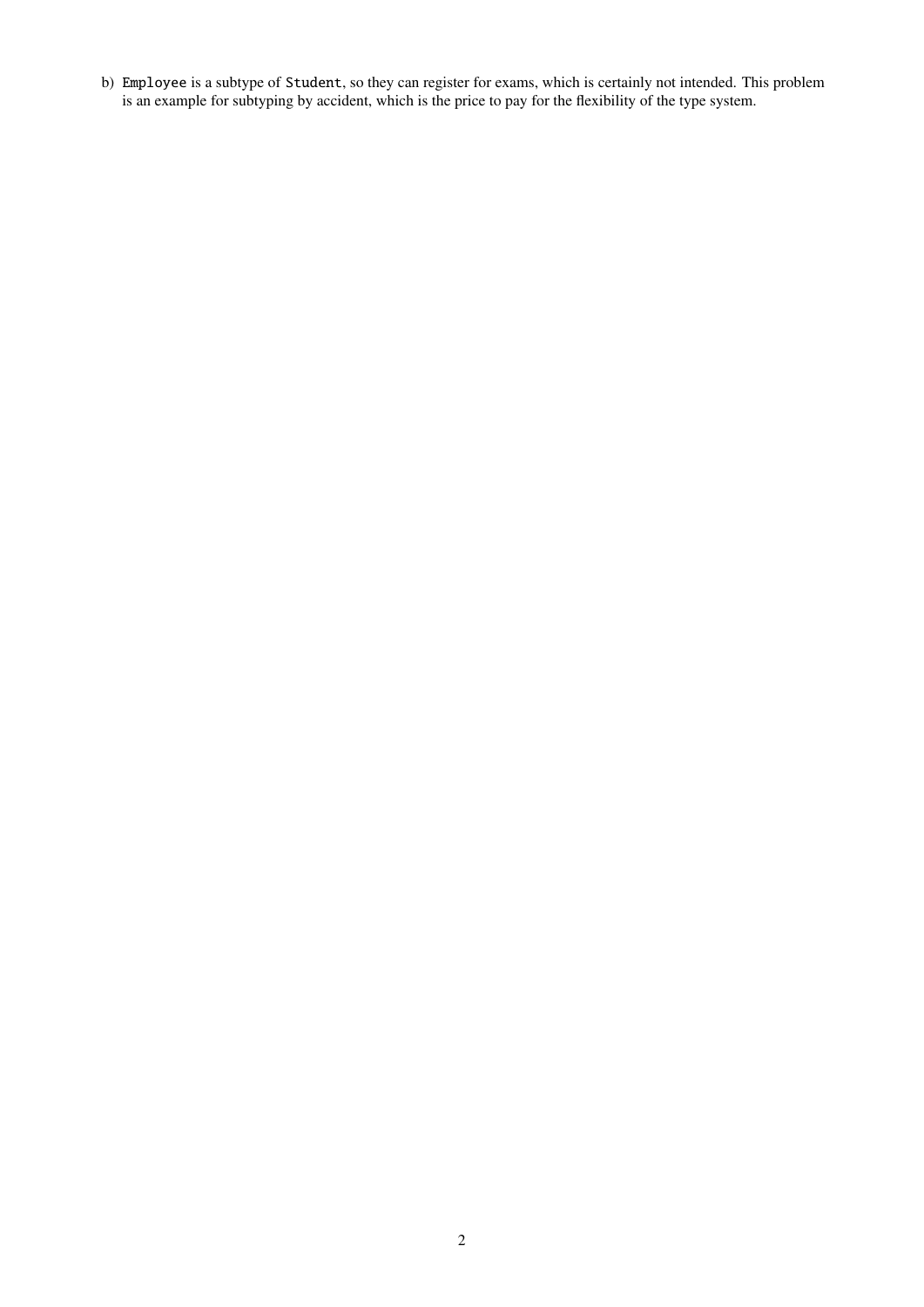b) `Employee` is a subtype of `Student`, so they can register for exams, which is certainly not intended. This problem is an example for subtyping by accident, which is the price to pay for the flexibility of the type system.